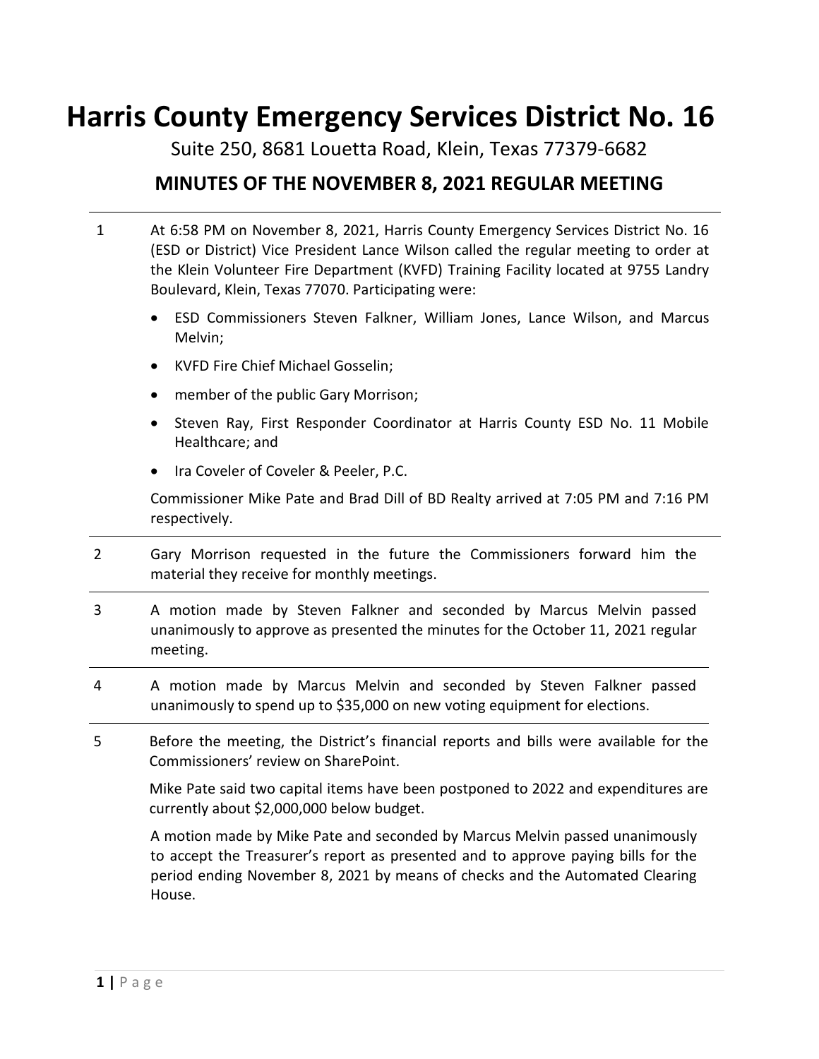# Harris County Emergency Services District No. 16

Suite 250, 8681 Louetta Road, Klein, Texas 77379-6682

## MINUTES OF THE NOVEMBER 8, 2021 REGULAR MEETING

1 At 6:58 PM on November 8, 2021, Harris County Emergency Services District No. 16 (ESD or District) Vice President Lance Wilson called the regular meeting to order at the Klein Volunteer Fire Department (KVFD) Training Facility located at 9755 Landry Boulevard, Klein, Texas 77070. Participating were:

- ESD Commissioners Steven Falkner, William Jones, Lance Wilson, and Marcus Melvin;
- KVFD Fire Chief Michael Gosselin;
- member of the public Gary Morrison;
- Steven Ray, First Responder Coordinator at Harris County ESD No. 11 Mobile Healthcare; and
- Ira Coveler of Coveler & Peeler, P.C.

Commissioner Mike Pate and Brad Dill of BD Realty arrived at 7:05 PM and 7:16 PM respectively.

2 Gary Morrison requested in the future the Commissioners forward him the material they receive for monthly meetings.

3 A motion made by Steven Falkner and seconded by Marcus Melvin passed unanimously to approve as presented the minutes for the October 11, 2021 regular meeting.

4 A motion made by Marcus Melvin and seconded by Steven Falkner passed unanimously to spend up to $35,000 on new voting equipment for elections.

5 Before the meeting, the District's financial reports and bills were available for the Commissioners' review on SharePoint.

Mike Pate said two capital items have been postponed to 2022 and expenditures are currently about $2,000,000 below budget.

A motion made by Mike Pate and seconded by Marcus Melvin passed unanimously to accept the Treasurer's report as presented and to approve paying bills for the period ending November 8, 2021 by means of checks and the Automated Clearing House.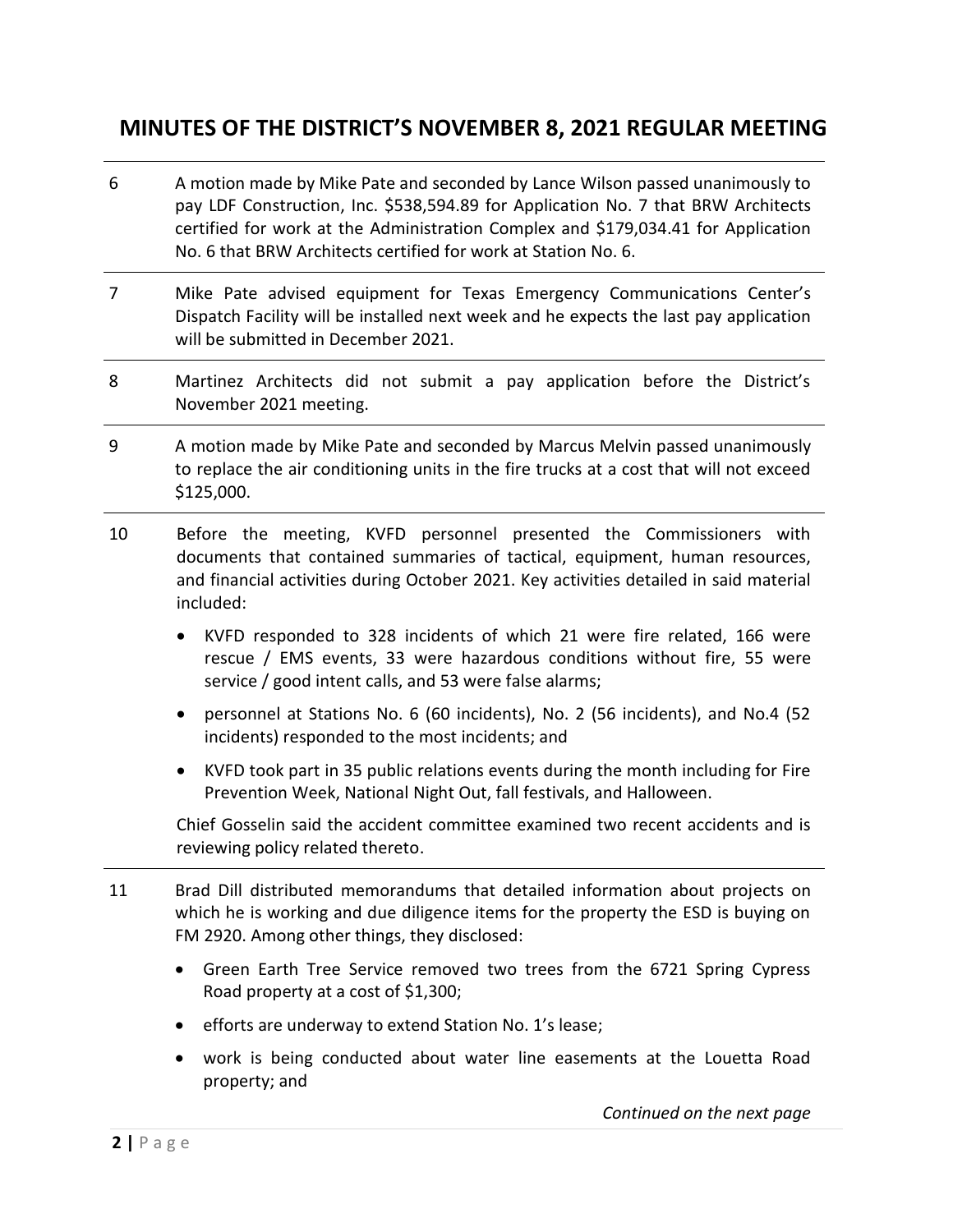## MINUTES OF THE DISTRICT'S NOVEMBER 8, 2021 REGULAR MEETING

6 A motion made by Mike Pate and seconded by Lance Wilson passed unanimously to pay LDF Construction, Inc. $538,594.89 for Application No. 7 that BRW Architects certified for work at the Administration Complex and $179,034.41 for Application No. 6 that BRW Architects certified for work at Station No. 6.

7 Mike Pate advised equipment for Texas Emergency Communications Center's Dispatch Facility will be installed next week and he expects the last pay application will be submitted in December 2021.

8 Martinez Architects did not submit a pay application before the District's November 2021 meeting.

9 A motion made by Mike Pate and seconded by Marcus Melvin passed unanimously to replace the air conditioning units in the fire trucks at a cost that will not exceed $125,000.

10 Before the meeting, KVFD personnel presented the Commissioners with documents that contained summaries of tactical, equipment, human resources, and financial activities during October 2021. Key activities detailed in said material included:

- KVFD responded to 328 incidents of which 21 were fire related, 166 were rescue / EMS events, 33 were hazardous conditions without fire, 55 were service / good intent calls, and 53 were false alarms;
- personnel at Stations No. 6 (60 incidents), No. 2 (56 incidents), and No.4 (52 incidents) responded to the most incidents; and
- KVFD took part in 35 public relations events during the month including for Fire Prevention Week, National Night Out, fall festivals, and Halloween.

Chief Gosselin said the accident committee examined two recent accidents and is reviewing policy related thereto.

11 Brad Dill distributed memorandums that detailed information about projects on which he is working and due diligence items for the property the ESD is buying on FM 2920. Among other things, they disclosed:

- Green Earth Tree Service removed two trees from the 6721 Spring Cypress Road property at a cost of $1,300;
- efforts are underway to extend Station No. 1's lease;
- work is being conducted about water line easements at the Louetta Road property; and

*Continued on the next page*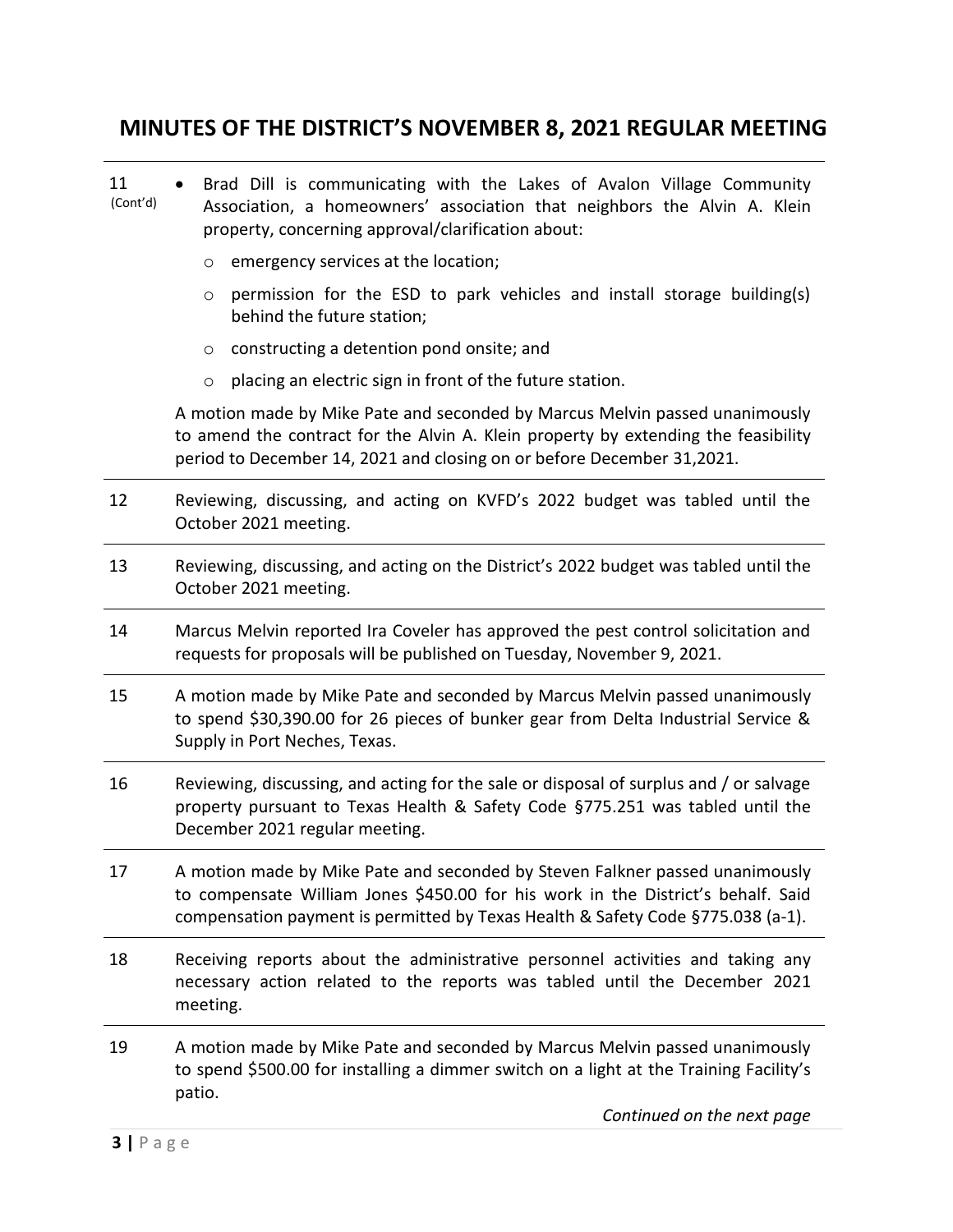## MINUTES OF THE DISTRICT'S NOVEMBER 8, 2021 REGULAR MEETING

| | |
|---|---|
| 11 (Cont'd) | • Brad Dill is communicating with the Lakes of Avalon Village Community Association, a homeowners' association that neighbors the Alvin A. Klein property, concerning approval/clarification about:<br>o emergency services at the location;<br>o permission for the ESD to park vehicles and install storage building(s) behind the future station;<br>o constructing a detention pond onsite; and<br>o placing an electric sign in front of the future station.<br><br>A motion made by Mike Pate and seconded by Marcus Melvin passed unanimously to amend the contract for the Alvin A. Klein property by extending the feasibility period to December 14, 2021 and closing on or before December 31,2021. |
| 12 | Reviewing, discussing, and acting on KVFD's 2022 budget was tabled until the October 2021 meeting. |
| 13 | Reviewing, discussing, and acting on the District's 2022 budget was tabled until the October 2021 meeting. |
| 14 | Marcus Melvin reported Ira Coveler has approved the pest control solicitation and requests for proposals will be published on Tuesday, November 9, 2021. |
| 15 | A motion made by Mike Pate and seconded by Marcus Melvin passed unanimously to spend $30,390.00 for 26 pieces of bunker gear from Delta Industrial Service & Supply in Port Neches, Texas. |
| 16 | Reviewing, discussing, and acting for the sale or disposal of surplus and / or salvage property pursuant to Texas Health & Safety Code §775.251 was tabled until the December 2021 regular meeting. |
| 17 | A motion made by Mike Pate and seconded by Steven Falkner passed unanimously to compensate William Jones $450.00 for his work in the District's behalf. Said compensation payment is permitted by Texas Health & Safety Code §775.038 (a-1). |
| 18 | Receiving reports about the administrative personnel activities and taking any necessary action related to the reports was tabled until the December 2021 meeting. |
| 19 | A motion made by Mike Pate and seconded by Marcus Melvin passed unanimously to spend $500.00 for installing a dimmer switch on a light at the Training Facility's patio. |

*Continued on the next page*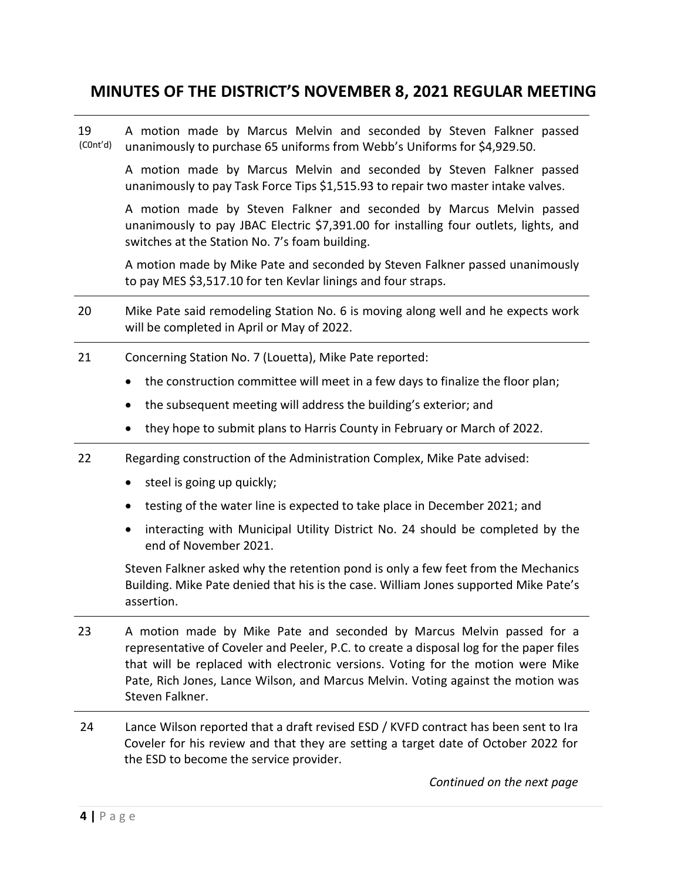## MINUTES OF THE DISTRICT'S NOVEMBER 8, 2021 REGULAR MEETING

| | |
|---|---|
| 19 (C0nt'd) | A motion made by Marcus Melvin and seconded by Steven Falkner passed unanimously to purchase 65 uniforms from Webb's Uniforms for $4,929.50.<br><br>A motion made by Marcus Melvin and seconded by Steven Falkner passed unanimously to pay Task Force Tips $1,515.93 to repair two master intake valves.<br><br>A motion made by Steven Falkner and seconded by Marcus Melvin passed unanimously to pay JBAC Electric $7,391.00 for installing four outlets, lights, and switches at the Station No. 7's foam building.<br><br>A motion made by Mike Pate and seconded by Steven Falkner passed unanimously to pay MES $3,517.10 for ten Kevlar linings and four straps. |
| 20 | Mike Pate said remodeling Station No. 6 is moving along well and he expects work will be completed in April or May of 2022. |
| 21 | Concerning Station No. 7 (Louetta), Mike Pate reported:<br>• the construction committee will meet in a few days to finalize the floor plan;<br>• the subsequent meeting will address the building's exterior; and<br>• they hope to submit plans to Harris County in February or March of 2022. |
| 22 | Regarding construction of the Administration Complex, Mike Pate advised:<br>• steel is going up quickly;<br>• testing of the water line is expected to take place in December 2021; and<br>• interacting with Municipal Utility District No. 24 should be completed by the end of November 2021.<br><br>Steven Falkner asked why the retention pond is only a few feet from the Mechanics Building. Mike Pate denied that his is the case. William Jones supported Mike Pate's assertion. |
| 23 | A motion made by Mike Pate and seconded by Marcus Melvin passed for a representative of Coveler and Peeler, P.C. to create a disposal log for the paper files that will be replaced with electronic versions. Voting for the motion were Mike Pate, Rich Jones, Lance Wilson, and Marcus Melvin. Voting against the motion was Steven Falkner. |
| 24 | Lance Wilson reported that a draft revised ESD / KVFD contract has been sent to Ira Coveler for his review and that they are setting a target date of October 2022 for the ESD to become the service provider. |

*Continued on the next page*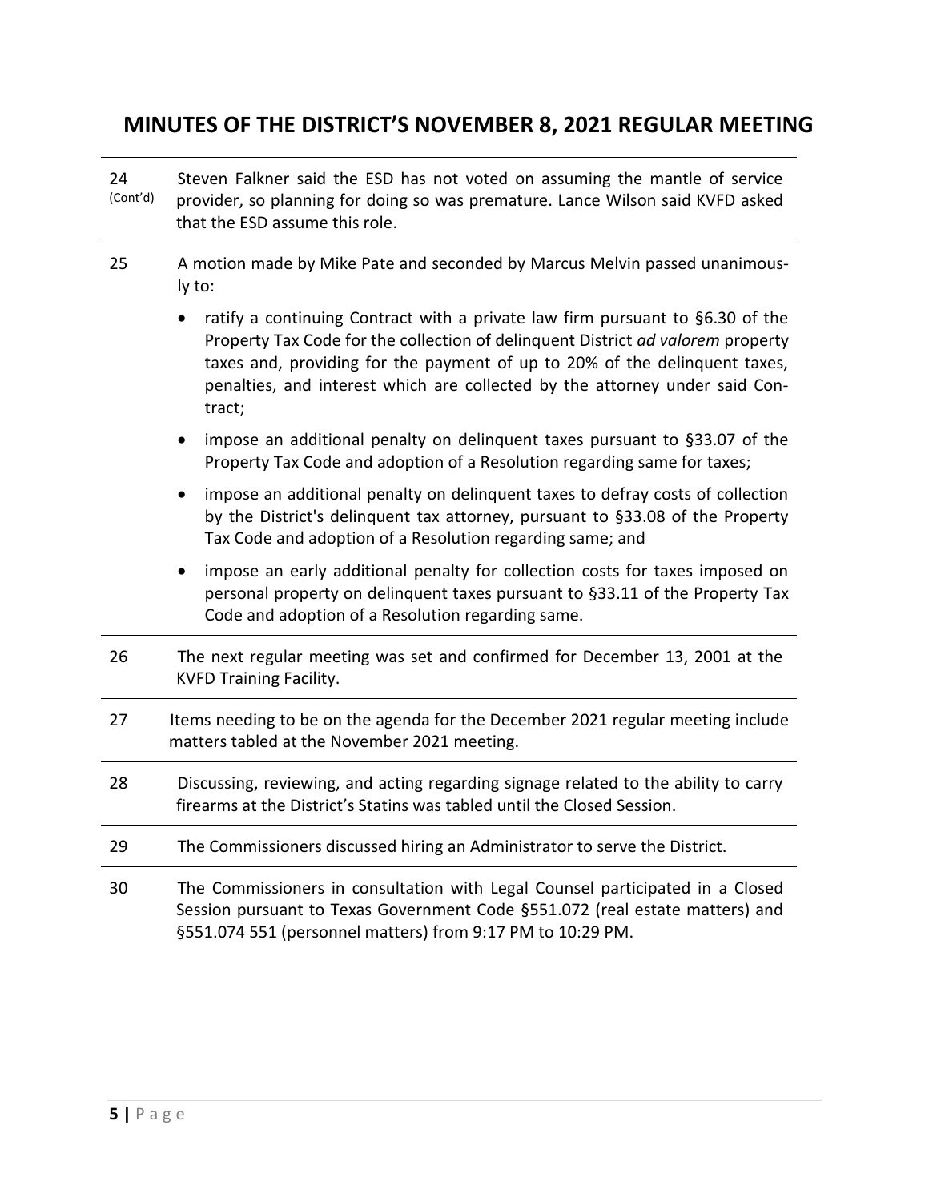## MINUTES OF THE DISTRICT'S NOVEMBER 8, 2021 REGULAR MEETING

| | |
|---|---|
| 24 (Cont'd) | Steven Falkner said the ESD has not voted on assuming the mantle of service provider, so planning for doing so was premature. Lance Wilson said KVFD asked that the ESD assume this role. |
| 25 | A motion made by Mike Pate and seconded by Marcus Melvin passed unanimously to:<br>• ratify a continuing Contract with a private law firm pursuant to §6.30 of the Property Tax Code for the collection of delinquent District *ad valorem* property taxes and, providing for the payment of up to 20% of the delinquent taxes, penalties, and interest which are collected by the attorney under said Contract;<br>• impose an additional penalty on delinquent taxes pursuant to §33.07 of the Property Tax Code and adoption of a Resolution regarding same for taxes;<br>• impose an additional penalty on delinquent taxes to defray costs of collection by the District's delinquent tax attorney, pursuant to §33.08 of the Property Tax Code and adoption of a Resolution regarding same; and<br>• impose an early additional penalty for collection costs for taxes imposed on personal property on delinquent taxes pursuant to §33.11 of the Property Tax Code and adoption of a Resolution regarding same. |
| 26 | The next regular meeting was set and confirmed for December 13, 2001 at the KVFD Training Facility. |
| 27 | Items needing to be on the agenda for the December 2021 regular meeting include matters tabled at the November 2021 meeting. |
| 28 | Discussing, reviewing, and acting regarding signage related to the ability to carry firearms at the District's Statins was tabled until the Closed Session. |
| 29 | The Commissioners discussed hiring an Administrator to serve the District. |
| 30 | The Commissioners in consultation with Legal Counsel participated in a Closed Session pursuant to Texas Government Code §551.072 (real estate matters) and §551.074 551 (personnel matters) from 9:17 PM to 10:29 PM. |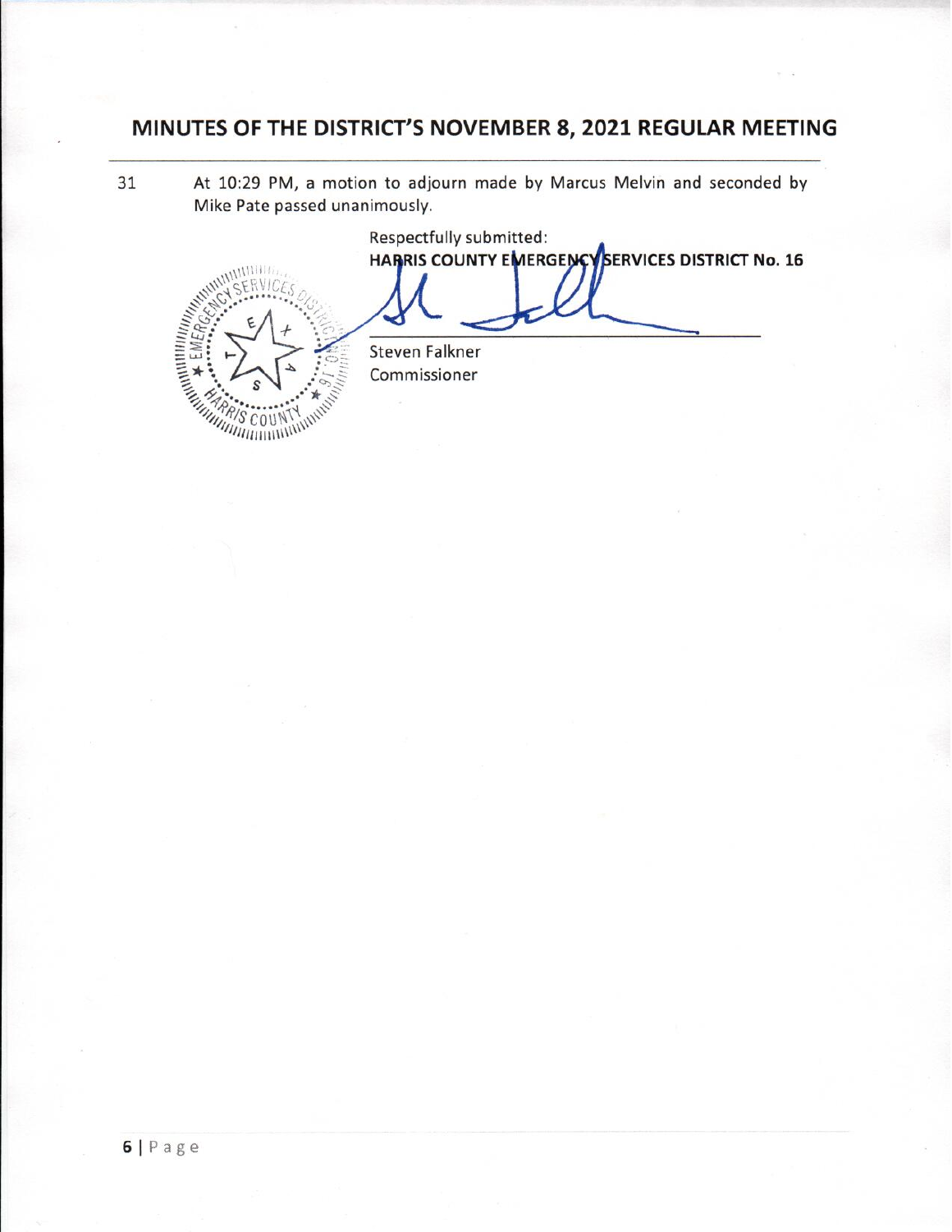# MINUTES OF THE DISTRICT'S NOVEMBER 8, 2021 REGULAR MEETING

31 At 10:29 PM, a motion to adjourn made by Marcus Melvin and seconded by Mike Pate passed unanimously.

Respectfully submitted:

**HARRIS COUNTY EMERGENCY SERVICES DISTRICT No. 16**

Steven Falkner
Commissioner